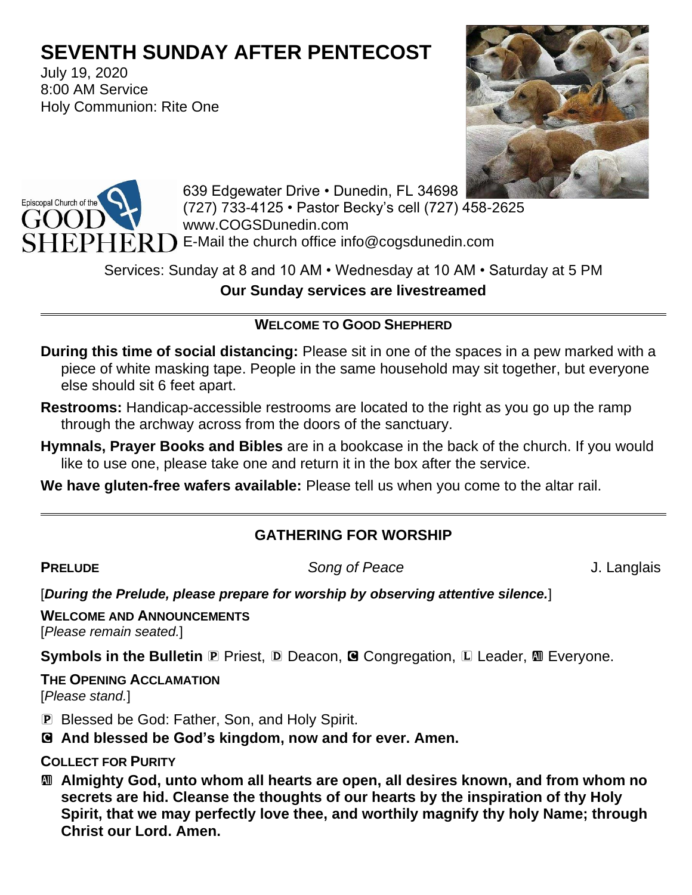# SEVENTH SUNDAY AFTER PENTECOST

July 19, 2020
8:00 AM Service
Holy Communion: Rite One

Episcopal Church of the GOOD SHEPHERD

639 Edgewater Drive • Dunedin, FL 34698
(727) 733-4125 • Pastor Becky's cell (727) 458-2625
www.COGSDunedin.com
E-Mail the church office info@cogsdunedin.com

Services: Sunday at 8 and 10 AM • Wednesday at 10 AM • Saturday at 5 PM

**Our Sunday services are livestreamed**

---

## WELCOME TO GOOD SHEPHERD

**During this time of social distancing:** Please sit in one of the spaces in a pew marked with a piece of white masking tape. People in the same household may sit together, but everyone else should sit 6 feet apart.

**Restrooms:** Handicap-accessible restrooms are located to the right as you go up the ramp through the archway across from the doors of the sanctuary.

**Hymnals, Prayer Books and Bibles** are in a bookcase in the back of the church. If you would like to use one, please take one and return it in the box after the service.

**We have gluten-free wafers available:** Please tell us when you come to the altar rail.

---

## GATHERING FOR WORSHIP

**PRELUDE** *Song of Peace* J. Langlais

[***During the Prelude, please prepare for worship by observing attentive silence.***]

**WELCOME AND ANNOUNCEMENTS**
[*Please remain seated.*]

**Symbols in the Bulletin** Ⓟ Priest, Ⓓ Deacon, Ⓒ Congregation, Ⓛ Leader, Ⓐ Everyone.

**THE OPENING ACCLAMATION**
[*Please stand.*]

Ⓟ Blessed be God: Father, Son, and Holy Spirit.

Ⓒ **And blessed be God's kingdom, now and for ever. Amen.**

**COLLECT FOR PURITY**

Ⓐ **Almighty God, unto whom all hearts are open, all desires known, and from whom no secrets are hid. Cleanse the thoughts of our hearts by the inspiration of thy Holy Spirit, that we may perfectly love thee, and worthily magnify thy holy Name; through Christ our Lord. Amen.**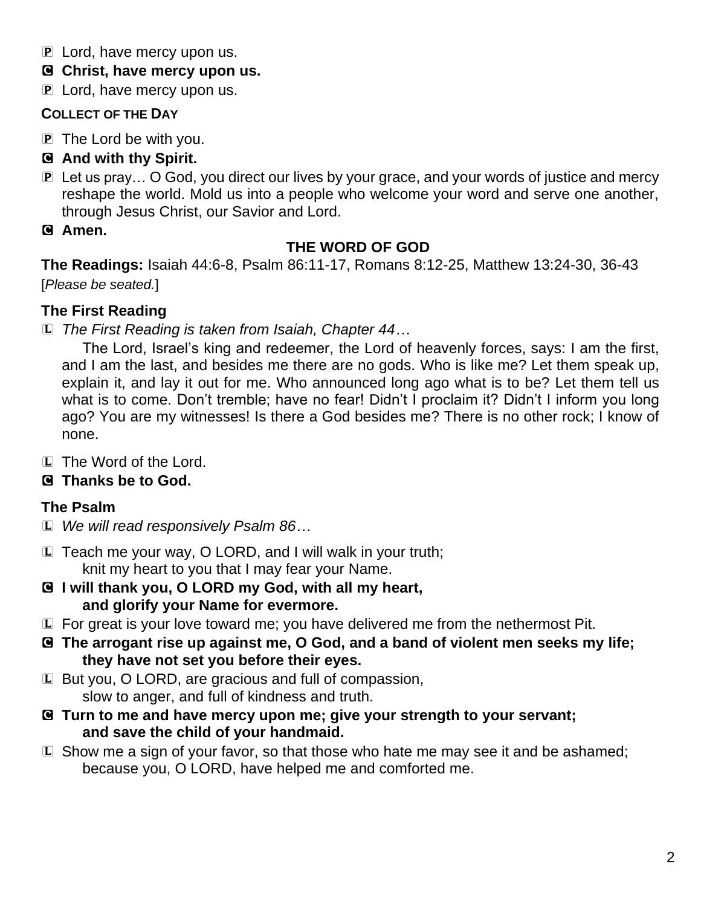P Lord, have mercy upon us.

**C Christ, have mercy upon us.**

P Lord, have mercy upon us.

**COLLECT OF THE DAY**

P The Lord be with you.

**C And with thy Spirit.**

P Let us pray… O God, you direct our lives by your grace, and your words of justice and mercy reshape the world. Mold us into a people who welcome your word and serve one another, through Jesus Christ, our Savior and Lord.

**C Amen.**

## THE WORD OF GOD

**The Readings:** Isaiah 44:6-8, Psalm 86:11-17, Romans 8:12-25, Matthew 13:24-30, 36-43

[*Please be seated.*]

### The First Reading

L *The First Reading is taken from Isaiah, Chapter 44…*

The Lord, Israel's king and redeemer, the Lord of heavenly forces, says: I am the first, and I am the last, and besides me there are no gods. Who is like me? Let them speak up, explain it, and lay it out for me. Who announced long ago what is to be? Let them tell us what is to come. Don't tremble; have no fear! Didn't I proclaim it? Didn't I inform you long ago? You are my witnesses! Is there a God besides me? There is no other rock; I know of none.

L The Word of the Lord.

**C Thanks be to God.**

### The Psalm

L *We will read responsively Psalm 86…*

L Teach me your way, O LORD, and I will walk in your truth;
knit my heart to you that I may fear your Name.

**C I will thank you, O LORD my God, with all my heart,
and glorify your Name for evermore.**

L For great is your love toward me; you have delivered me from the nethermost Pit.

**C The arrogant rise up against me, O God, and a band of violent men seeks my life;
they have not set you before their eyes.**

L But you, O LORD, are gracious and full of compassion,
slow to anger, and full of kindness and truth.

**C Turn to me and have mercy upon me; give your strength to your servant;
and save the child of your handmaid.**

L Show me a sign of your favor, so that those who hate me may see it and be ashamed;
because you, O LORD, have helped me and comforted me.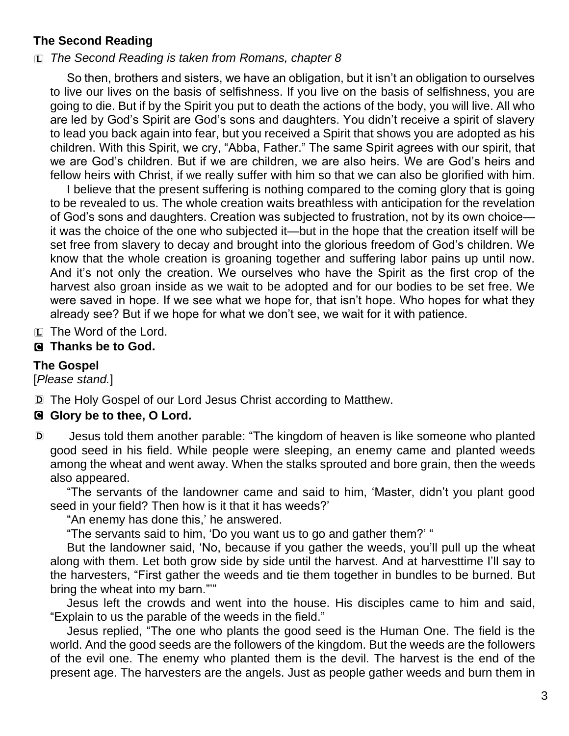## The Second Reading

L *The Second Reading is taken from Romans, chapter 8*

So then, brothers and sisters, we have an obligation, but it isn't an obligation to ourselves to live our lives on the basis of selfishness. If you live on the basis of selfishness, you are going to die. But if by the Spirit you put to death the actions of the body, you will live. All who are led by God's Spirit are God's sons and daughters. You didn't receive a spirit of slavery to lead you back again into fear, but you received a Spirit that shows you are adopted as his children. With this Spirit, we cry, "Abba, Father." The same Spirit agrees with our spirit, that we are God's children. But if we are children, we are also heirs. We are God's heirs and fellow heirs with Christ, if we really suffer with him so that we can also be glorified with him.

I believe that the present suffering is nothing compared to the coming glory that is going to be revealed to us. The whole creation waits breathless with anticipation for the revelation of God's sons and daughters. Creation was subjected to frustration, not by its own choice—it was the choice of the one who subjected it—but in the hope that the creation itself will be set free from slavery to decay and brought into the glorious freedom of God's children. We know that the whole creation is groaning together and suffering labor pains up until now. And it's not only the creation. We ourselves who have the Spirit as the first crop of the harvest also groan inside as we wait to be adopted and for our bodies to be set free. We were saved in hope. If we see what we hope for, that isn't hope. Who hopes for what they already see? But if we hope for what we don't see, we wait for it with patience.

L The Word of the Lord.

**C Thanks be to God.**

## The Gospel

[*Please stand.*]

D The Holy Gospel of our Lord Jesus Christ according to Matthew.

**C Glory be to thee, O Lord.**

D Jesus told them another parable: "The kingdom of heaven is like someone who planted good seed in his field. While people were sleeping, an enemy came and planted weeds among the wheat and went away. When the stalks sprouted and bore grain, then the weeds also appeared.

"The servants of the landowner came and said to him, 'Master, didn't you plant good seed in your field? Then how is it that it has weeds?'

"An enemy has done this,' he answered.

"The servants said to him, 'Do you want us to go and gather them?' "

But the landowner said, 'No, because if you gather the weeds, you'll pull up the wheat along with them. Let both grow side by side until the harvest. And at harvesttime I'll say to the harvesters, "First gather the weeds and tie them together in bundles to be burned. But bring the wheat into my barn."'"

Jesus left the crowds and went into the house. His disciples came to him and said, "Explain to us the parable of the weeds in the field."

Jesus replied, "The one who plants the good seed is the Human One. The field is the world. And the good seeds are the followers of the kingdom. But the weeds are the followers of the evil one. The enemy who planted them is the devil. The harvest is the end of the present age. The harvesters are the angels. Just as people gather weeds and burn them in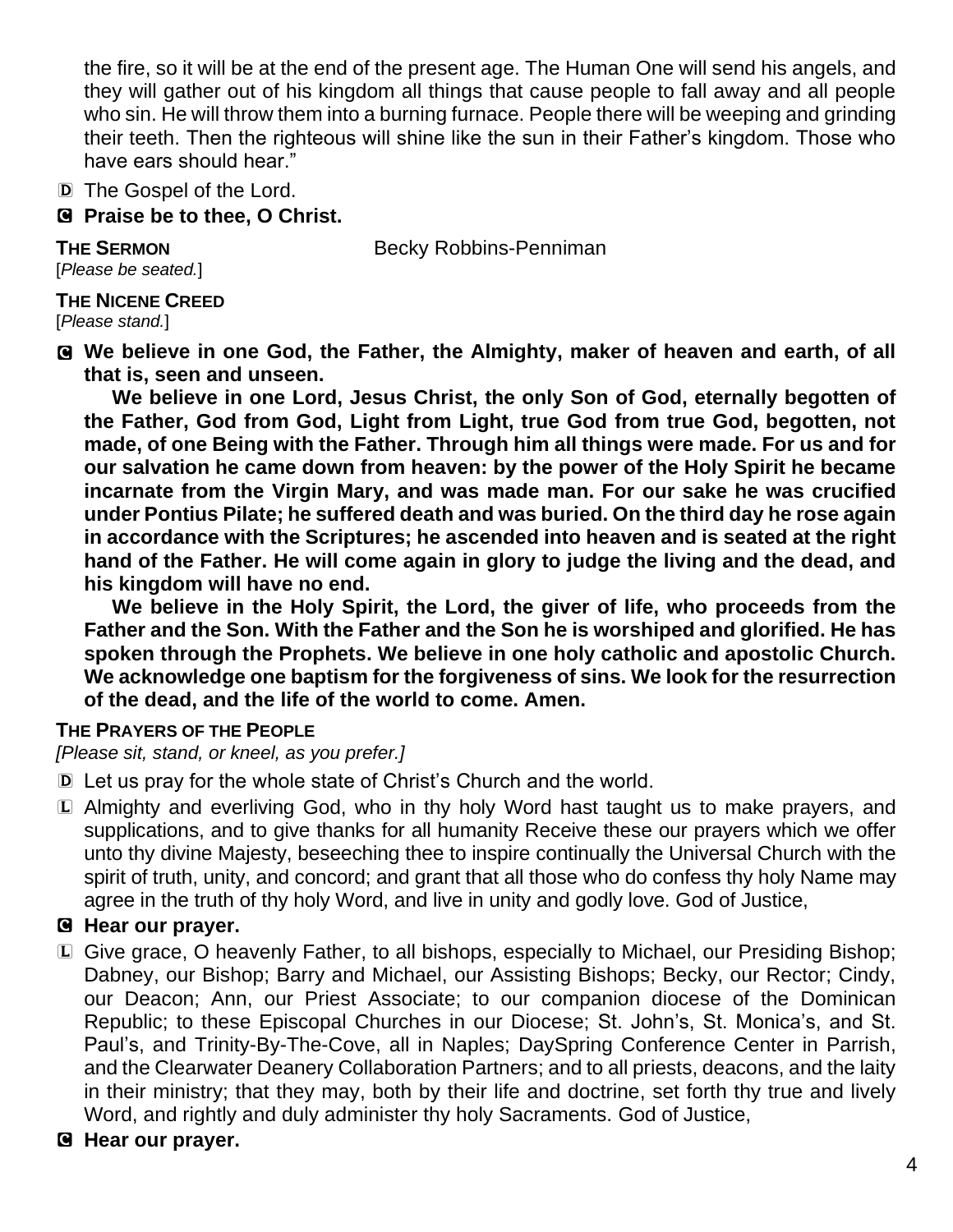the fire, so it will be at the end of the present age. The Human One will send his angels, and they will gather out of his kingdom all things that cause people to fall away and all people who sin. He will throw them into a burning furnace. People there will be weeping and grinding their teeth. Then the righteous will shine like the sun in their Father's kingdom. Those who have ears should hear."

D The Gospel of the Lord.

C **Praise be to thee, O Christ.**

**THE SERMON** Becky Robbins-Penniman
[*Please be seated.*]

**THE NICENE CREED**
[*Please stand.*]

C **We believe in one God, the Father, the Almighty, maker of heaven and earth, of all that is, seen and unseen.**

**We believe in one Lord, Jesus Christ, the only Son of God, eternally begotten of the Father, God from God, Light from Light, true God from true God, begotten, not made, of one Being with the Father. Through him all things were made. For us and for our salvation he came down from heaven: by the power of the Holy Spirit he became incarnate from the Virgin Mary, and was made man. For our sake he was crucified under Pontius Pilate; he suffered death and was buried. On the third day he rose again in accordance with the Scriptures; he ascended into heaven and is seated at the right hand of the Father. He will come again in glory to judge the living and the dead, and his kingdom will have no end.**

**We believe in the Holy Spirit, the Lord, the giver of life, who proceeds from the Father and the Son. With the Father and the Son he is worshiped and glorified. He has spoken through the Prophets. We believe in one holy catholic and apostolic Church. We acknowledge one baptism for the forgiveness of sins. We look for the resurrection of the dead, and the life of the world to come. Amen.**

**THE PRAYERS OF THE PEOPLE**
*[Please sit, stand, or kneel, as you prefer.]*

D Let us pray for the whole state of Christ's Church and the world.

L Almighty and everliving God, who in thy holy Word hast taught us to make prayers, and supplications, and to give thanks for all humanity Receive these our prayers which we offer unto thy divine Majesty, beseeching thee to inspire continually the Universal Church with the spirit of truth, unity, and concord; and grant that all those who do confess thy holy Name may agree in the truth of thy holy Word, and live in unity and godly love. God of Justice,

C **Hear our prayer.**

L Give grace, O heavenly Father, to all bishops, especially to Michael, our Presiding Bishop; Dabney, our Bishop; Barry and Michael, our Assisting Bishops; Becky, our Rector; Cindy, our Deacon; Ann, our Priest Associate; to our companion diocese of the Dominican Republic; to these Episcopal Churches in our Diocese; St. John's, St. Monica's, and St. Paul's, and Trinity-By-The-Cove, all in Naples; DaySpring Conference Center in Parrish, and the Clearwater Deanery Collaboration Partners; and to all priests, deacons, and the laity in their ministry; that they may, both by their life and doctrine, set forth thy true and lively Word, and rightly and duly administer thy holy Sacraments. God of Justice,

C **Hear our prayer.**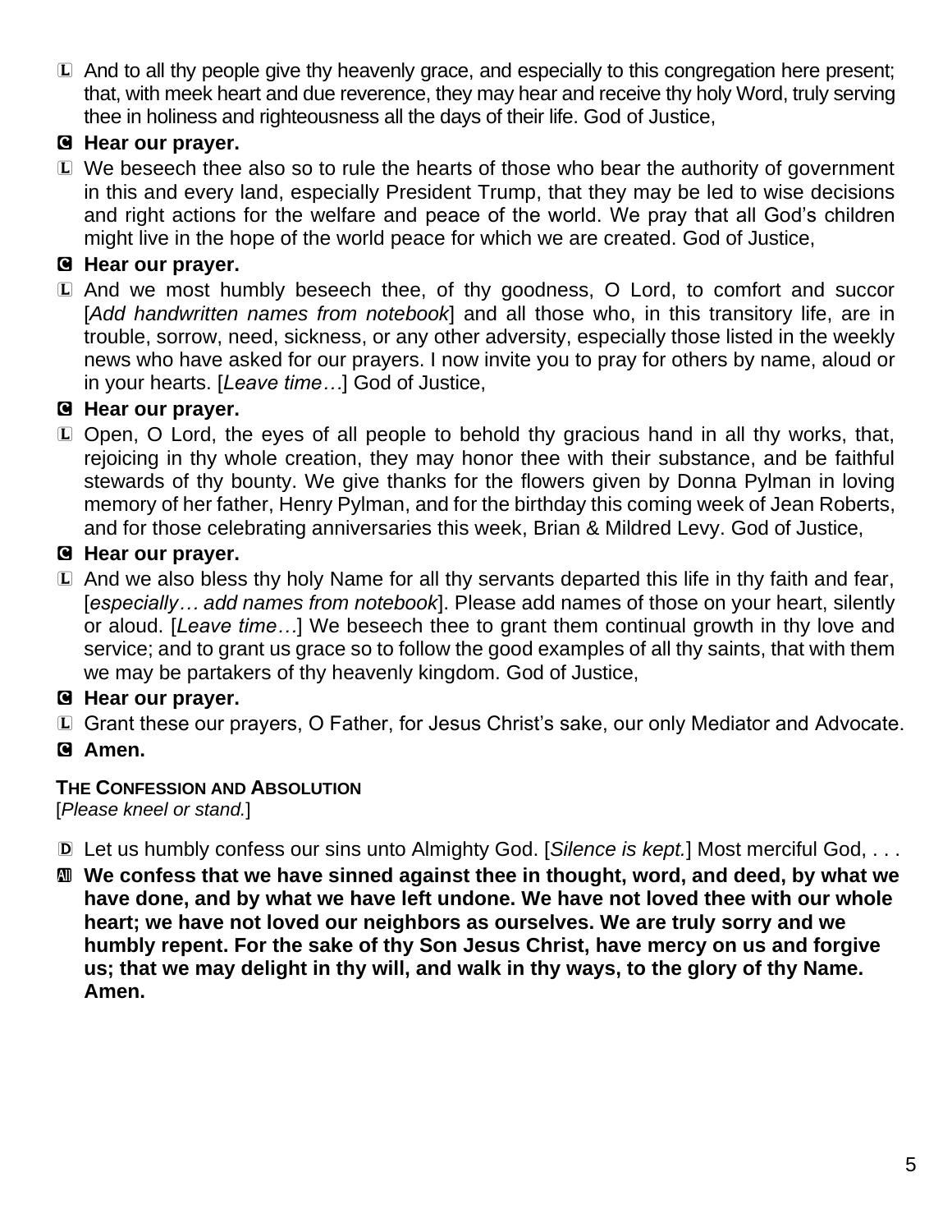L And to all thy people give thy heavenly grace, and especially to this congregation here present; that, with meek heart and due reverence, they may hear and receive thy holy Word, truly serving thee in holiness and righteousness all the days of their life. God of Justice,

C **Hear our prayer.**

L We beseech thee also so to rule the hearts of those who bear the authority of government in this and every land, especially President Trump, that they may be led to wise decisions and right actions for the welfare and peace of the world. We pray that all God's children might live in the hope of the world peace for which we are created. God of Justice,

C **Hear our prayer.**

L And we most humbly beseech thee, of thy goodness, O Lord, to comfort and succor [*Add handwritten names from notebook*] and all those who, in this transitory life, are in trouble, sorrow, need, sickness, or any other adversity, especially those listed in the weekly news who have asked for our prayers. I now invite you to pray for others by name, aloud or in your hearts. [*Leave time…*] God of Justice,

C **Hear our prayer.**

L Open, O Lord, the eyes of all people to behold thy gracious hand in all thy works, that, rejoicing in thy whole creation, they may honor thee with their substance, and be faithful stewards of thy bounty. We give thanks for the flowers given by Donna Pylman in loving memory of her father, Henry Pylman, and for the birthday this coming week of Jean Roberts, and for those celebrating anniversaries this week, Brian & Mildred Levy. God of Justice,

C **Hear our prayer.**

L And we also bless thy holy Name for all thy servants departed this life in thy faith and fear, [*especially… add names from notebook*]. Please add names of those on your heart, silently or aloud. [*Leave time…*] We beseech thee to grant them continual growth in thy love and service; and to grant us grace so to follow the good examples of all thy saints, that with them we may be partakers of thy heavenly kingdom. God of Justice,

C **Hear our prayer.**

L Grant these our prayers, O Father, for Jesus Christ's sake, our only Mediator and Advocate.

C **Amen.**

**THE CONFESSION AND ABSOLUTION**

[*Please kneel or stand.*]

D Let us humbly confess our sins unto Almighty God. [*Silence is kept.*] Most merciful God, . . .

All **We confess that we have sinned against thee in thought, word, and deed, by what we have done, and by what we have left undone. We have not loved thee with our whole heart; we have not loved our neighbors as ourselves. We are truly sorry and we humbly repent. For the sake of thy Son Jesus Christ, have mercy on us and forgive us; that we may delight in thy will, and walk in thy ways, to the glory of thy Name. Amen.**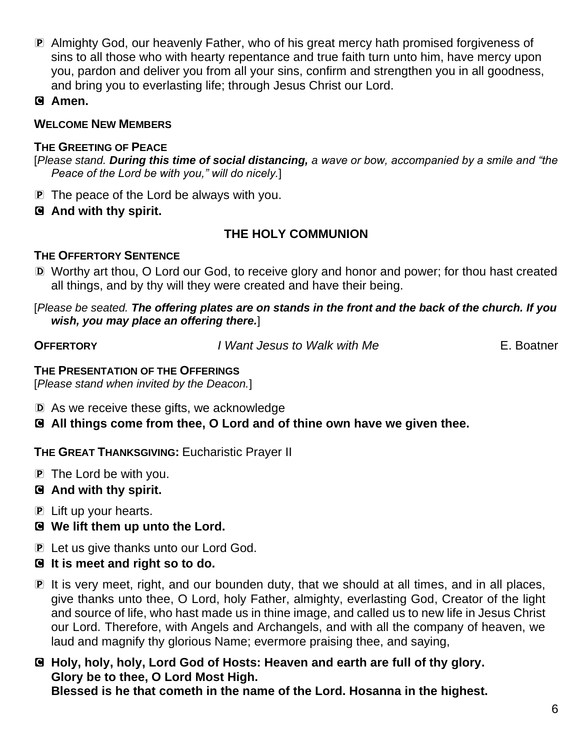P Almighty God, our heavenly Father, who of his great mercy hath promised forgiveness of sins to all those who with hearty repentance and true faith turn unto him, have mercy upon you, pardon and deliver you from all your sins, confirm and strengthen you in all goodness, and bring you to everlasting life; through Jesus Christ our Lord.

C **Amen.**

**WELCOME NEW MEMBERS**

**THE GREETING OF PEACE**

[*Please stand.* ***During this time of social distancing,*** *a wave or bow, accompanied by a smile and "the Peace of the Lord be with you," will do nicely.*]

P The peace of the Lord be always with you.

C **And with thy spirit.**

## THE HOLY COMMUNION

**THE OFFERTORY SENTENCE**

D Worthy art thou, O Lord our God, to receive glory and honor and power; for thou hast created all things, and by thy will they were created and have their being.

[*Please be seated.* ***The offering plates are on stands in the front and the back of the church. If you wish, you may place an offering there.***]

**OFFERTORY** *I Want Jesus to Walk with Me* E. Boatner

**THE PRESENTATION OF THE OFFERINGS**

[*Please stand when invited by the Deacon.*]

D As we receive these gifts, we acknowledge

C **All things come from thee, O Lord and of thine own have we given thee.**

**THE GREAT THANKSGIVING:** Eucharistic Prayer II

P The Lord be with you.

C **And with thy spirit.**

P Lift up your hearts.

C **We lift them up unto the Lord.**

P Let us give thanks unto our Lord God.

C **It is meet and right so to do.**

P It is very meet, right, and our bounden duty, that we should at all times, and in all places, give thanks unto thee, O Lord, holy Father, almighty, everlasting God, Creator of the light and source of life, who hast made us in thine image, and called us to new life in Jesus Christ our Lord. Therefore, with Angels and Archangels, and with all the company of heaven, we laud and magnify thy glorious Name; evermore praising thee, and saying,

C **Holy, holy, holy, Lord God of Hosts: Heaven and earth are full of thy glory.
Glory be to thee, O Lord Most High.
Blessed is he that cometh in the name of the Lord. Hosanna in the highest.**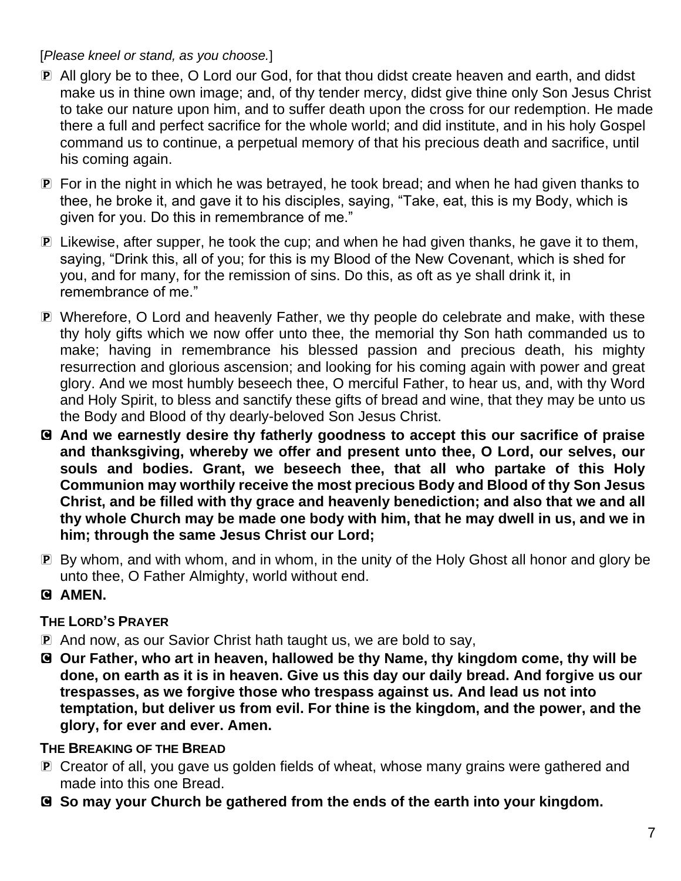[*Please kneel or stand, as you choose.*]

P All glory be to thee, O Lord our God, for that thou didst create heaven and earth, and didst make us in thine own image; and, of thy tender mercy, didst give thine only Son Jesus Christ to take our nature upon him, and to suffer death upon the cross for our redemption. He made there a full and perfect sacrifice for the whole world; and did institute, and in his holy Gospel command us to continue, a perpetual memory of that his precious death and sacrifice, until his coming again.

P For in the night in which he was betrayed, he took bread; and when he had given thanks to thee, he broke it, and gave it to his disciples, saying, "Take, eat, this is my Body, which is given for you. Do this in remembrance of me."

P Likewise, after supper, he took the cup; and when he had given thanks, he gave it to them, saying, "Drink this, all of you; for this is my Blood of the New Covenant, which is shed for you, and for many, for the remission of sins. Do this, as oft as ye shall drink it, in remembrance of me."

P Wherefore, O Lord and heavenly Father, we thy people do celebrate and make, with these thy holy gifts which we now offer unto thee, the memorial thy Son hath commanded us to make; having in remembrance his blessed passion and precious death, his mighty resurrection and glorious ascension; and looking for his coming again with power and great glory. And we most humbly beseech thee, O merciful Father, to hear us, and, with thy Word and Holy Spirit, to bless and sanctify these gifts of bread and wine, that they may be unto us the Body and Blood of thy dearly-beloved Son Jesus Christ.

C **And we earnestly desire thy fatherly goodness to accept this our sacrifice of praise and thanksgiving, whereby we offer and present unto thee, O Lord, our selves, our souls and bodies. Grant, we beseech thee, that all who partake of this Holy Communion may worthily receive the most precious Body and Blood of thy Son Jesus Christ, and be filled with thy grace and heavenly benediction; and also that we and all thy whole Church may be made one body with him, that he may dwell in us, and we in him; through the same Jesus Christ our Lord;**

P By whom, and with whom, and in whom, in the unity of the Holy Ghost all honor and glory be unto thee, O Father Almighty, world without end.

C **AMEN.**

### THE LORD'S PRAYER

P And now, as our Savior Christ hath taught us, we are bold to say,

C **Our Father, who art in heaven, hallowed be thy Name, thy kingdom come, thy will be done, on earth as it is in heaven. Give us this day our daily bread. And forgive us our trespasses, as we forgive those who trespass against us. And lead us not into temptation, but deliver us from evil. For thine is the kingdom, and the power, and the glory, for ever and ever. Amen.**

### THE BREAKING OF THE BREAD

P Creator of all, you gave us golden fields of wheat, whose many grains were gathered and made into this one Bread.

C **So may your Church be gathered from the ends of the earth into your kingdom.**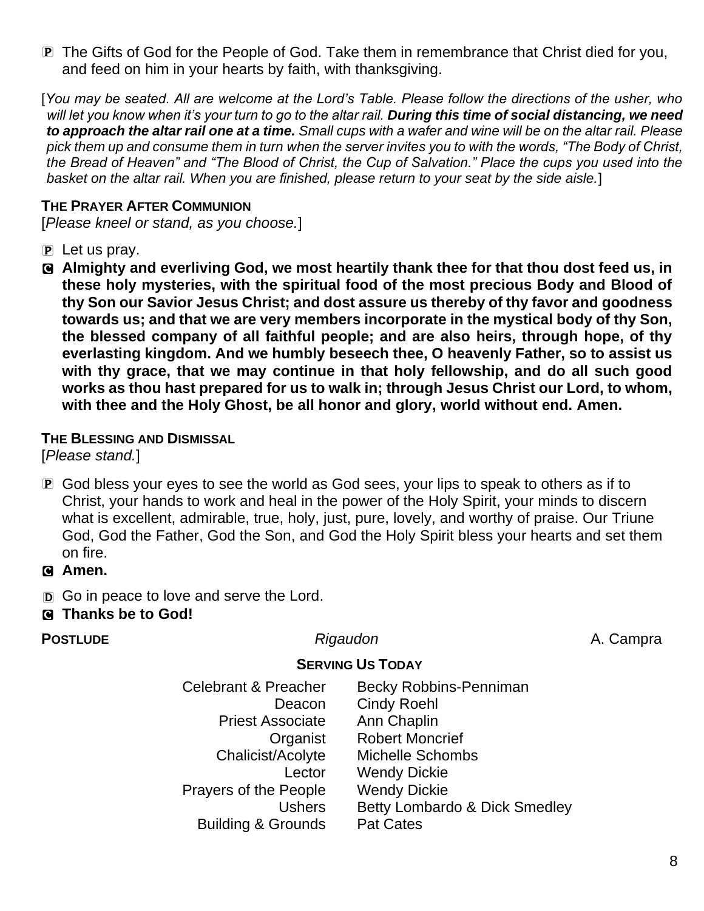P The Gifts of God for the People of God. Take them in remembrance that Christ died for you, and feed on him in your hearts by faith, with thanksgiving.

[*You may be seated. All are welcome at the Lord's Table. Please follow the directions of the usher, who will let you know when it's your turn to go to the altar rail.* ***During this time of social distancing, we need to approach the altar rail one at a time.*** *Small cups with a wafer and wine will be on the altar rail. Please pick them up and consume them in turn when the server invites you to with the words, "The Body of Christ, the Bread of Heaven" and "The Blood of Christ, the Cup of Salvation." Place the cups you used into the basket on the altar rail. When you are finished, please return to your seat by the side aisle.*]

**THE PRAYER AFTER COMMUNION**

[*Please kneel or stand, as you choose.*]

P Let us pray.

C **Almighty and everliving God, we most heartily thank thee for that thou dost feed us, in these holy mysteries, with the spiritual food of the most precious Body and Blood of thy Son our Savior Jesus Christ; and dost assure us thereby of thy favor and goodness towards us; and that we are very members incorporate in the mystical body of thy Son, the blessed company of all faithful people; and are also heirs, through hope, of thy everlasting kingdom. And we humbly beseech thee, O heavenly Father, so to assist us with thy grace, that we may continue in that holy fellowship, and do all such good works as thou hast prepared for us to walk in; through Jesus Christ our Lord, to whom, with thee and the Holy Ghost, be all honor and glory, world without end. Amen.**

**THE BLESSING AND DISMISSAL**

[*Please stand.*]

P God bless your eyes to see the world as God sees, your lips to speak to others as if to Christ, your hands to work and heal in the power of the Holy Spirit, your minds to discern what is excellent, admirable, true, holy, just, pure, lovely, and worthy of praise. Our Triune God, God the Father, God the Son, and God the Holy Spirit bless your hearts and set them on fire.

C **Amen.**

D Go in peace to love and serve the Lord.

C **Thanks be to God!**

**POSTLUDE** *Rigaudon* A. Campra

**SERVING US TODAY**

| | |
|---|---|
| Celebrant & Preacher | Becky Robbins-Penniman |
| Deacon | Cindy Roehl |
| Priest Associate | Ann Chaplin |
| Organist | Robert Moncrief |
| Chalicist/Acolyte | Michelle Schombs |
| Lector | Wendy Dickie |
| Prayers of the People | Wendy Dickie |
| Ushers | Betty Lombardo & Dick Smedley |
| Building & Grounds | Pat Cates |